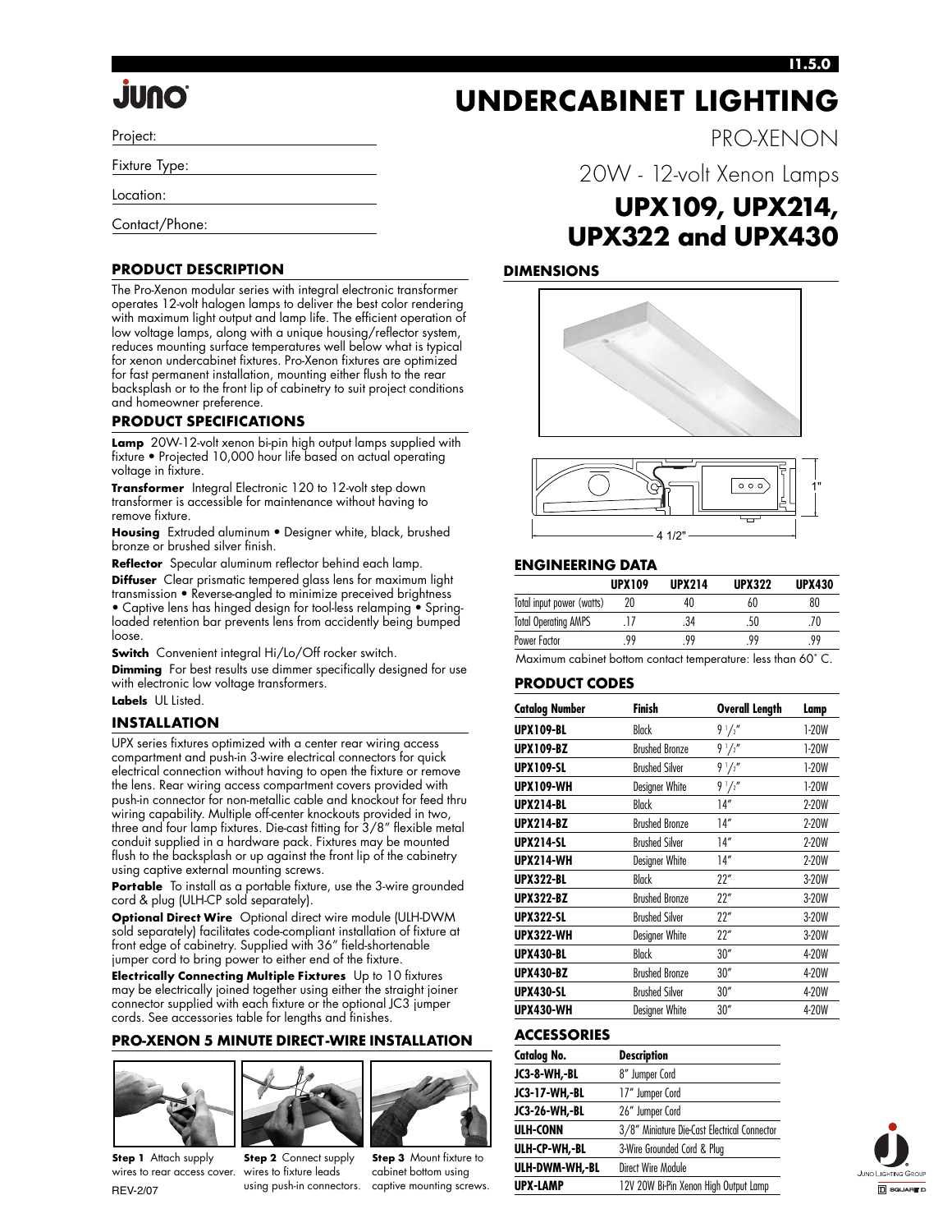# juno

# UNDERCABINET LIGHTING

PRO-XENON

20W - 12-volt Xenon Lamps

## UPX109, UPX214, UPX322 and UPX430

Project:

Fixture Type:

Location:

Contact/Phone:

### PRODUCT DESCRIPTION

The Pro-Xenon modular series with integral electronic transformer operates 12-volt halogen lamps to deliver the best color rendering with maximum light output and lamp life. The efficient operation of low voltage lamps, along with a unique housing/reflector system, reduces mounting surface temperatures well below what is typical for xenon undercabinet fixtures. Pro-Xenon fixtures are optimized for fast permanent installation, mounting either flush to the rear backsplash or to the front lip of cabinetry to suit project conditions and homeowner preference.

### PRODUCT SPECIFICATIONS

**Lamp** 20W-12-volt xenon bi-pin high output lamps supplied with fixture • Projected 10,000 hour life based on actual operating voltage in fixture.

**Transformer** Integral Electronic 120 to 12-volt step down transformer is accessible for maintenance without having to remove fixture.

**Housing** Extruded aluminum • Designer white, black, brushed bronze or brushed silver finish.

**Reflector** Specular aluminum reflector behind each lamp.

**Diffuser** Clear prismatic tempered glass lens for maximum light transmission • Reverse-angled to minimize preceived brightness • Captive lens has hinged design for tool-less relamping • Spring-loaded retention bar prevents lens from accidently being bumped loose.

**Switch** Convenient integral Hi/Lo/Off rocker switch.

**Dimming** For best results use dimmer specifically designed for use with electronic low voltage transformers.

**Labels** UL Listed.

### INSTALLATION

UPX series fixtures optimized with a center rear wiring access compartment and push-in 3-wire electrical connectors for quick electrical connection without having to open the fixture or remove the lens. Rear wiring access compartment covers provided with push-in connector for non-metallic cable and knockout for feed thru wiring capability. Multiple off-center knockouts provided in two, three and four lamp fixtures. Die-cast fitting for 3/8" flexible metal conduit supplied in a hardware pack. Fixtures may be mounted flush to the backsplash or up against the front lip of the cabinetry using captive external mounting screws.

**Portable** To install as a portable fixture, use the 3-wire grounded cord & plug (ULH-CP sold separately).

**Optional Direct Wire** Optional direct wire module (ULH-DWM sold separately) facilitates code-compliant installation of fixture at front edge of cabinetry. Supplied with 36" field-shortenable jumper cord to bring power to either end of the fixture.

**Electrically Connecting Multiple Fixtures** Up to 10 fixtures may be electrically joined together using either the straight joiner connector supplied with each fixture or the optional JC3 jumper cords. See accessories table for lengths and finishes.

### PRO-XENON 5 MINUTE DIRECT-WIRE INSTALLATION

**Step 1** Attach supply wires to rear access cover.

**Step 2** Connect supply wires to fixture leads using push-in connectors.

**Step 3** Mount fixture to cabinet bottom using captive mounting screws.

REV-2/07

### DIMENSIONS

1"

4 1/2"

### ENGINEERING DATA

| | UPX109 | UPX214 | UPX322 | UPX430 |
|---|---|---|---|---|
| Total input power (watts) | 20 | 40 | 60 | 80 |
| Total Operating AMPS | .17 | .34 | .50 | .70 |
| Power Factor | .99 | .99 | .99 | .99 |

Maximum cabinet bottom contact temperature: less than 60° C.

### PRODUCT CODES

| Catalog Number | Finish | Overall Length | Lamp |
|---|---|---|---|
| UPX109-BL | Black | 9 1/2" | 1-20W |
| UPX109-BZ | Brushed Bronze | 9 1/2" | 1-20W |
| UPX109-SL | Brushed Silver | 9 1/2" | 1-20W |
| UPX109-WH | Designer White | 9 1/2" | 1-20W |
| UPX214-BL | Black | 14" | 2-20W |
| UPX214-BZ | Brushed Bronze | 14" | 2-20W |
| UPX214-SL | Brushed Silver | 14" | 2-20W |
| UPX214-WH | Designer White | 14" | 2-20W |
| UPX322-BL | Black | 22" | 3-20W |
| UPX322-BZ | Brushed Bronze | 22" | 3-20W |
| UPX322-SL | Brushed Silver | 22" | 3-20W |
| UPX322-WH | Designer White | 22" | 3-20W |
| UPX430-BL | Black | 30" | 4-20W |
| UPX430-BZ | Brushed Bronze | 30" | 4-20W |
| UPX430-SL | Brushed Silver | 30" | 4-20W |
| UPX430-WH | Designer White | 30" | 4-20W |

### ACCESSORIES

| Catalog No. | Description |
|---|---|
| JC3-8-WH,-BL | 8" Jumper Cord |
| JC3-17-WH,-BL | 17" Jumper Cord |
| JC3-26-WH,-BL | 26" Jumper Cord |
| ULH-CONN | 3/8" Miniature Die-Cast Electrical Connector |
| ULH-CP-WH,-BL | 3-Wire Grounded Cord & Plug |
| ULH-DWM-WH,-BL | Direct Wire Module |
| UPX-LAMP | 12V 20W Bi-Pin Xenon High Output Lamp |

Juno Lighting Group

SQUARE D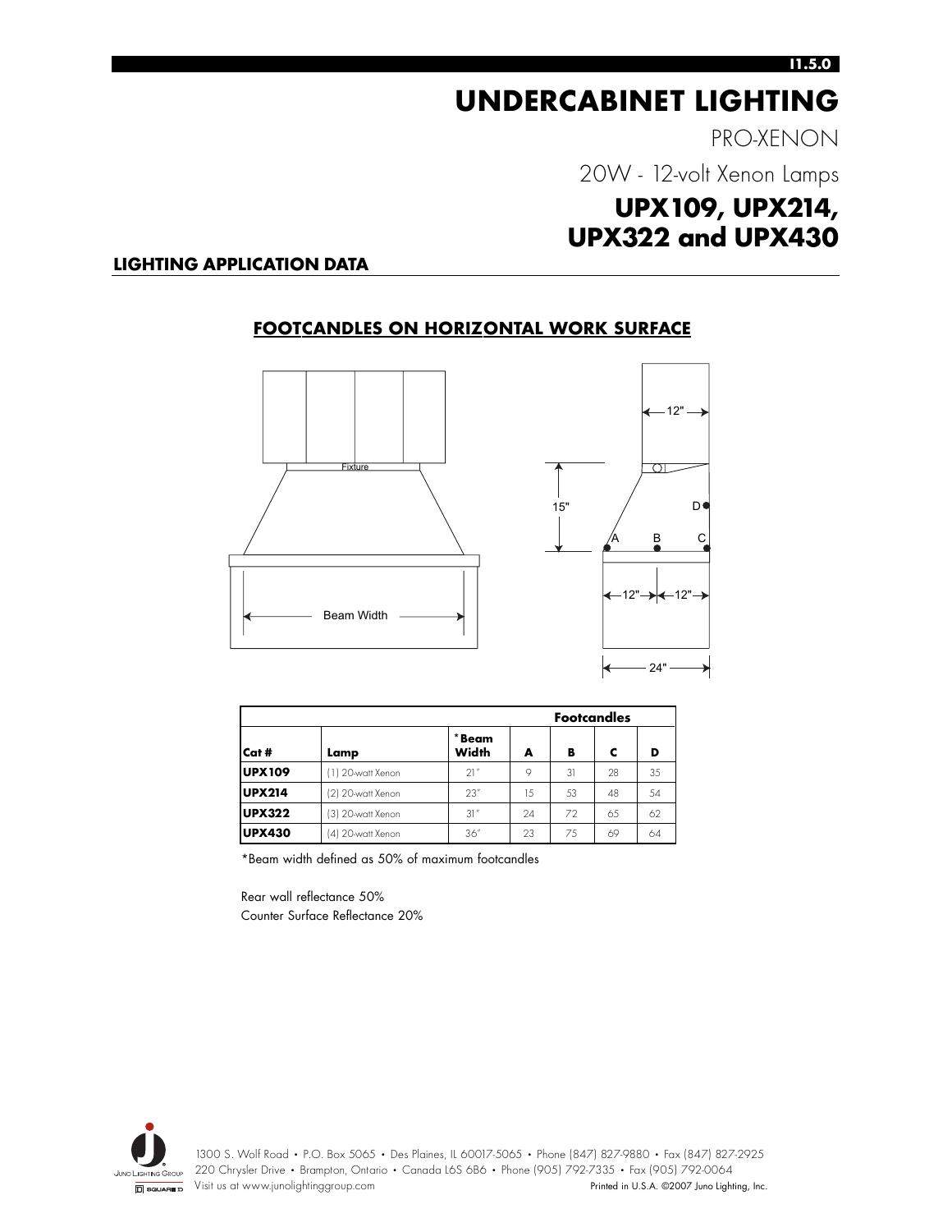# UNDERCABINET LIGHTING

PRO-XENON

20W - 12-volt Xenon Lamps

## UPX109, UPX214, UPX322 and UPX430

### LIGHTING APPLICATION DATA

#### FOOTCANDLES ON HORIZONTAL WORK SURFACE

Fixture

Beam Width

12"

15"

D

A B C

12" 12"

24"

| | | | Footcandles | | | |
|---|---|---|---|---|---|---|
| **Cat #** | **Lamp** | ***Beam Width** | **A** | **B** | **C** | **D** |
| **UPX109** | (1) 20-watt Xenon | 21" | 9 | 31 | 28 | 35 |
| **UPX214** | (2) 20-watt Xenon | 23" | 15 | 53 | 48 | 54 |
| **UPX322** | (3) 20-watt Xenon | 31" | 24 | 72 | 65 | 62 |
| **UPX430** | (4) 20-watt Xenon | 36" | 23 | 75 | 69 | 64 |

*Beam width defined as 50% of maximum footcandles

Rear wall reflectance 50%
Counter Surface Reflectance 20%

1300 S. Wolf Road • P.O. Box 5065 • Des Plaines, IL 60017-5065 • Phone (847) 827-9880 • Fax (847) 827-2925
220 Chrysler Drive • Brampton, Ontario • Canada L6S 6B6 • Phone (905) 792-7335 • Fax (905) 792-0064
Visit us at www.junolightinggroup.com

Printed in U.S.A. ©2007 Juno Lighting, Inc.